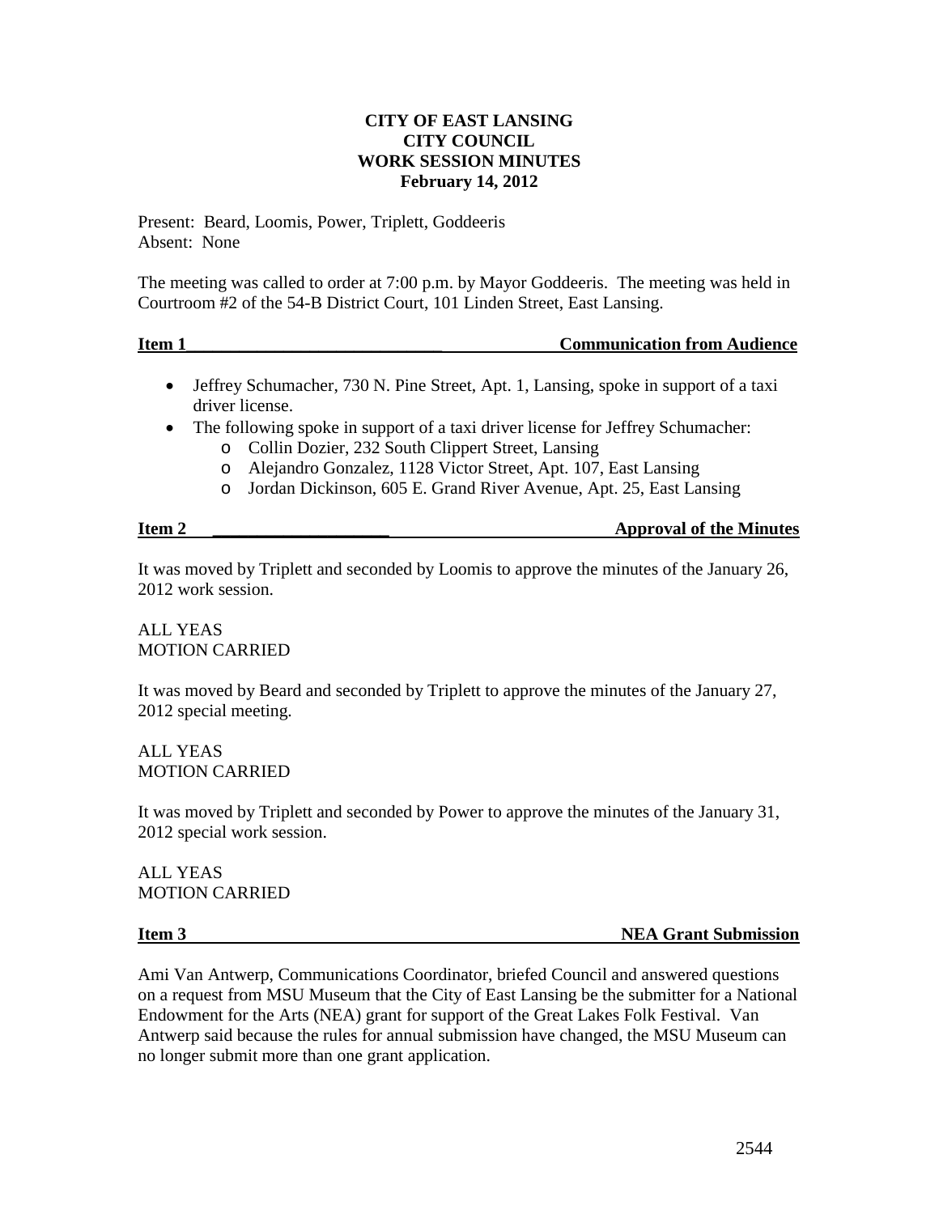# CITY OF EAST LANSING
# CITY COUNCIL
# WORK SESSION MINUTES
# February 14, 2012

Present: Beard, Loomis, Power, Triplett, Goddeeris
Absent: None

The meeting was called to order at 7:00 p.m. by Mayor Goddeeris. The meeting was held in Courtroom #2 of the 54-B District Court, 101 Linden Street, East Lansing.

**Item 1 — Communication from Audience**

- Jeffrey Schumacher, 730 N. Pine Street, Apt. 1, Lansing, spoke in support of a taxi driver license.
- The following spoke in support of a taxi driver license for Jeffrey Schumacher:
  - Collin Dozier, 232 South Clippert Street, Lansing
  - Alejandro Gonzalez, 1128 Victor Street, Apt. 107, East Lansing
  - Jordan Dickinson, 605 E. Grand River Avenue, Apt. 25, East Lansing

**Item 2 — Approval of the Minutes**

It was moved by Triplett and seconded by Loomis to approve the minutes of the January 26, 2012 work session.

ALL YEAS
MOTION CARRIED

It was moved by Beard and seconded by Triplett to approve the minutes of the January 27, 2012 special meeting.

ALL YEAS
MOTION CARRIED

It was moved by Triplett and seconded by Power to approve the minutes of the January 31, 2012 special work session.

ALL YEAS
MOTION CARRIED

**Item 3 — NEA Grant Submission**

Ami Van Antwerp, Communications Coordinator, briefed Council and answered questions on a request from MSU Museum that the City of East Lansing be the submitter for a National Endowment for the Arts (NEA) grant for support of the Great Lakes Folk Festival. Van Antwerp said because the rules for annual submission have changed, the MSU Museum can no longer submit more than one grant application.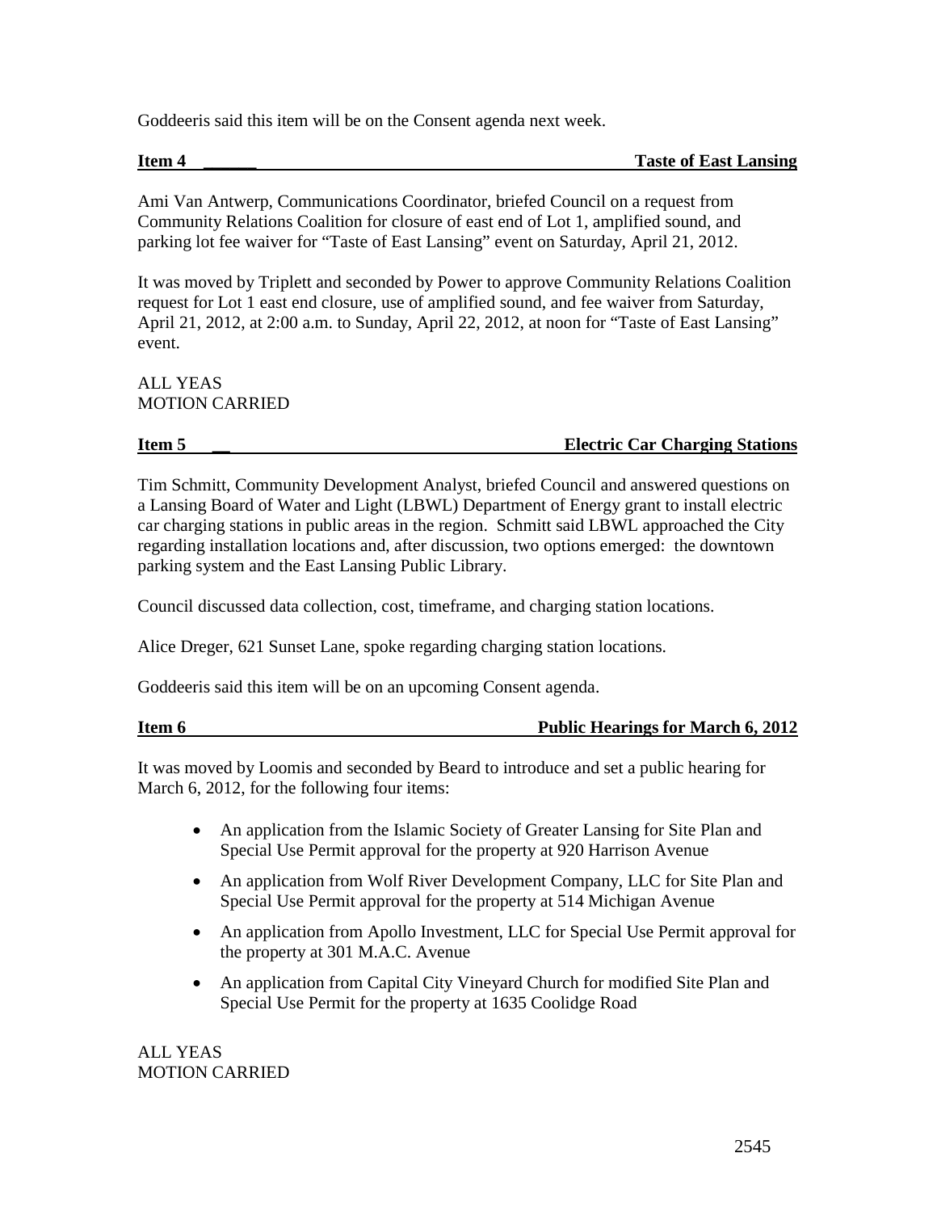Goddeeris said this item will be on the Consent agenda next week.

**Item 4 — Taste of East Lansing**

Ami Van Antwerp, Communications Coordinator, briefed Council on a request from Community Relations Coalition for closure of east end of Lot 1, amplified sound, and parking lot fee waiver for "Taste of East Lansing" event on Saturday, April 21, 2012.

It was moved by Triplett and seconded by Power to approve Community Relations Coalition request for Lot 1 east end closure, use of amplified sound, and fee waiver from Saturday, April 21, 2012, at 2:00 a.m. to Sunday, April 22, 2012, at noon for "Taste of East Lansing" event.

ALL YEAS
MOTION CARRIED

**Item 5 — Electric Car Charging Stations**

Tim Schmitt, Community Development Analyst, briefed Council and answered questions on a Lansing Board of Water and Light (LBWL) Department of Energy grant to install electric car charging stations in public areas in the region. Schmitt said LBWL approached the City regarding installation locations and, after discussion, two options emerged: the downtown parking system and the East Lansing Public Library.

Council discussed data collection, cost, timeframe, and charging station locations.

Alice Dreger, 621 Sunset Lane, spoke regarding charging station locations.

Goddeeris said this item will be on an upcoming Consent agenda.

**Item 6 — Public Hearings for March 6, 2012**

It was moved by Loomis and seconded by Beard to introduce and set a public hearing for March 6, 2012, for the following four items:

- An application from the Islamic Society of Greater Lansing for Site Plan and Special Use Permit approval for the property at 920 Harrison Avenue
- An application from Wolf River Development Company, LLC for Site Plan and Special Use Permit approval for the property at 514 Michigan Avenue
- An application from Apollo Investment, LLC for Special Use Permit approval for the property at 301 M.A.C. Avenue
- An application from Capital City Vineyard Church for modified Site Plan and Special Use Permit for the property at 1635 Coolidge Road

ALL YEAS
MOTION CARRIED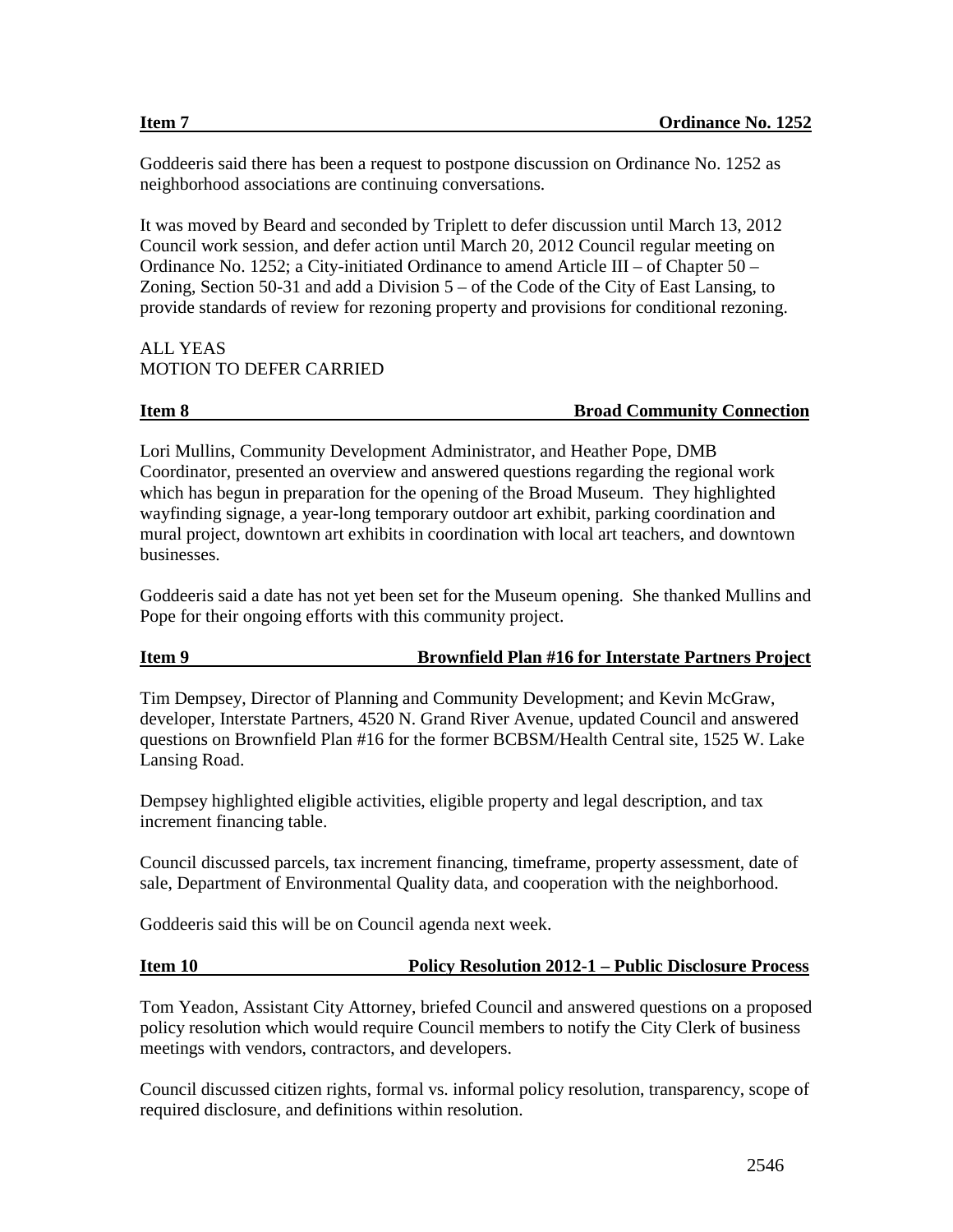**Item 7 Ordinance No. 1252**

Goddeeris said there has been a request to postpone discussion on Ordinance No. 1252 as neighborhood associations are continuing conversations.

It was moved by Beard and seconded by Triplett to defer discussion until March 13, 2012 Council work session, and defer action until March 20, 2012 Council regular meeting on Ordinance No. 1252; a City-initiated Ordinance to amend Article III – of Chapter 50 – Zoning, Section 50-31 and add a Division 5 – of the Code of the City of East Lansing, to provide standards of review for rezoning property and provisions for conditional rezoning.

ALL YEAS
MOTION TO DEFER CARRIED

**Item 8 Broad Community Connection**

Lori Mullins, Community Development Administrator, and Heather Pope, DMB Coordinator, presented an overview and answered questions regarding the regional work which has begun in preparation for the opening of the Broad Museum. They highlighted wayfinding signage, a year-long temporary outdoor art exhibit, parking coordination and mural project, downtown art exhibits in coordination with local art teachers, and downtown businesses.

Goddeeris said a date has not yet been set for the Museum opening. She thanked Mullins and Pope for their ongoing efforts with this community project.

**Item 9 Brownfield Plan #16 for Interstate Partners Project**

Tim Dempsey, Director of Planning and Community Development; and Kevin McGraw, developer, Interstate Partners, 4520 N. Grand River Avenue, updated Council and answered questions on Brownfield Plan #16 for the former BCBSM/Health Central site, 1525 W. Lake Lansing Road.

Dempsey highlighted eligible activities, eligible property and legal description, and tax increment financing table.

Council discussed parcels, tax increment financing, timeframe, property assessment, date of sale, Department of Environmental Quality data, and cooperation with the neighborhood.

Goddeeris said this will be on Council agenda next week.

**Item 10 Policy Resolution 2012-1 – Public Disclosure Process**

Tom Yeadon, Assistant City Attorney, briefed Council and answered questions on a proposed policy resolution which would require Council members to notify the City Clerk of business meetings with vendors, contractors, and developers.

Council discussed citizen rights, formal vs. informal policy resolution, transparency, scope of required disclosure, and definitions within resolution.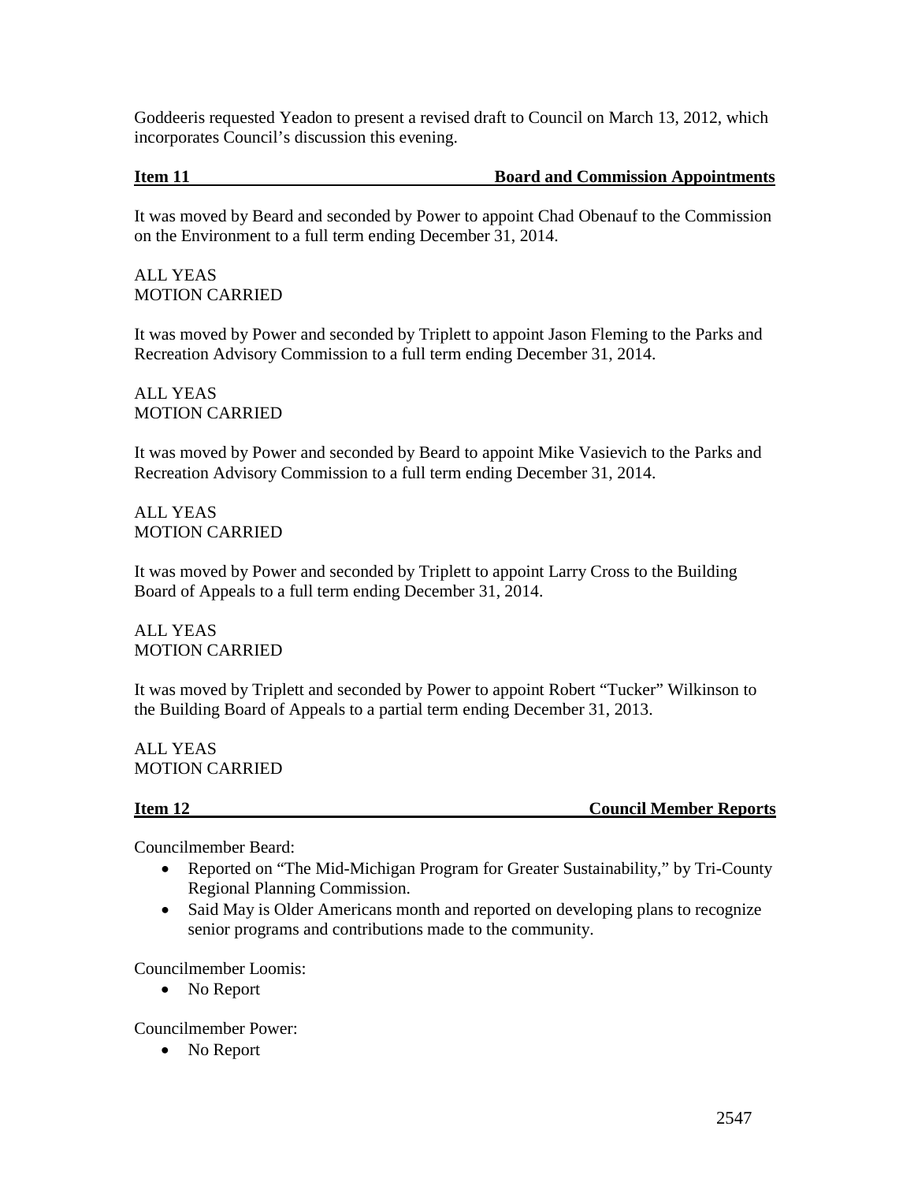Goddeeris requested Yeadon to present a revised draft to Council on March 13, 2012, which incorporates Council's discussion this evening.

## Item 11 Board and Commission Appointments

It was moved by Beard and seconded by Power to appoint Chad Obenauf to the Commission on the Environment to a full term ending December 31, 2014.

ALL YEAS
MOTION CARRIED

It was moved by Power and seconded by Triplett to appoint Jason Fleming to the Parks and Recreation Advisory Commission to a full term ending December 31, 2014.

ALL YEAS
MOTION CARRIED

It was moved by Power and seconded by Beard to appoint Mike Vasievich to the Parks and Recreation Advisory Commission to a full term ending December 31, 2014.

ALL YEAS
MOTION CARRIED

It was moved by Power and seconded by Triplett to appoint Larry Cross to the Building Board of Appeals to a full term ending December 31, 2014.

ALL YEAS
MOTION CARRIED

It was moved by Triplett and seconded by Power to appoint Robert "Tucker" Wilkinson to the Building Board of Appeals to a partial term ending December 31, 2013.

ALL YEAS
MOTION CARRIED

## Item 12 Council Member Reports

Councilmember Beard:

- Reported on "The Mid-Michigan Program for Greater Sustainability," by Tri-County Regional Planning Commission.
- Said May is Older Americans month and reported on developing plans to recognize senior programs and contributions made to the community.

Councilmember Loomis:

- No Report

Councilmember Power:

- No Report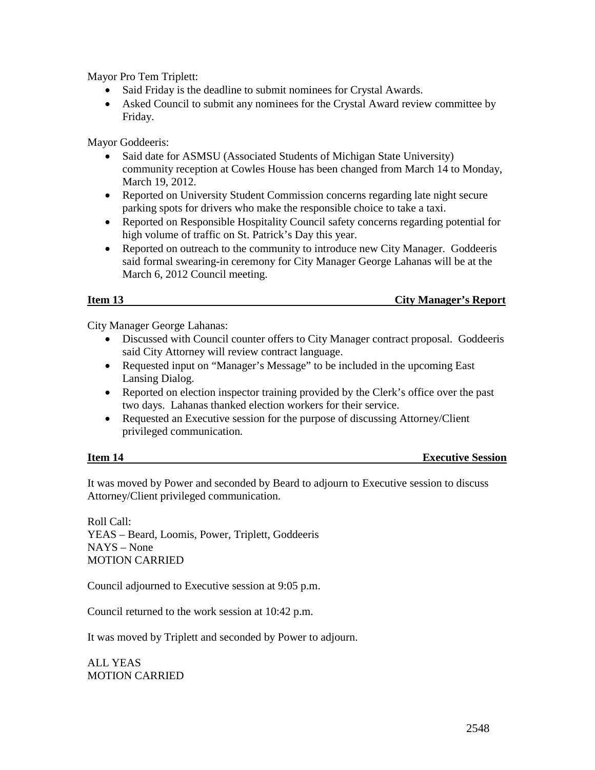Mayor Pro Tem Triplett:

- Said Friday is the deadline to submit nominees for Crystal Awards.
- Asked Council to submit any nominees for the Crystal Award review committee by Friday.

Mayor Goddeeris:

- Said date for ASMSU (Associated Students of Michigan State University) community reception at Cowles House has been changed from March 14 to Monday, March 19, 2012.
- Reported on University Student Commission concerns regarding late night secure parking spots for drivers who make the responsible choice to take a taxi.
- Reported on Responsible Hospitality Council safety concerns regarding potential for high volume of traffic on St. Patrick's Day this year.
- Reported on outreach to the community to introduce new City Manager. Goddeeris said formal swearing-in ceremony for City Manager George Lahanas will be at the March 6, 2012 Council meeting.

**Item 13 — City Manager's Report**

City Manager George Lahanas:

- Discussed with Council counter offers to City Manager contract proposal. Goddeeris said City Attorney will review contract language.
- Requested input on "Manager's Message" to be included in the upcoming East Lansing Dialog.
- Reported on election inspector training provided by the Clerk's office over the past two days. Lahanas thanked election workers for their service.
- Requested an Executive session for the purpose of discussing Attorney/Client privileged communication.

**Item 14 — Executive Session**

It was moved by Power and seconded by Beard to adjourn to Executive session to discuss Attorney/Client privileged communication.

Roll Call:
YEAS – Beard, Loomis, Power, Triplett, Goddeeris
NAYS – None
MOTION CARRIED

Council adjourned to Executive session at 9:05 p.m.

Council returned to the work session at 10:42 p.m.

It was moved by Triplett and seconded by Power to adjourn.

ALL YEAS
MOTION CARRIED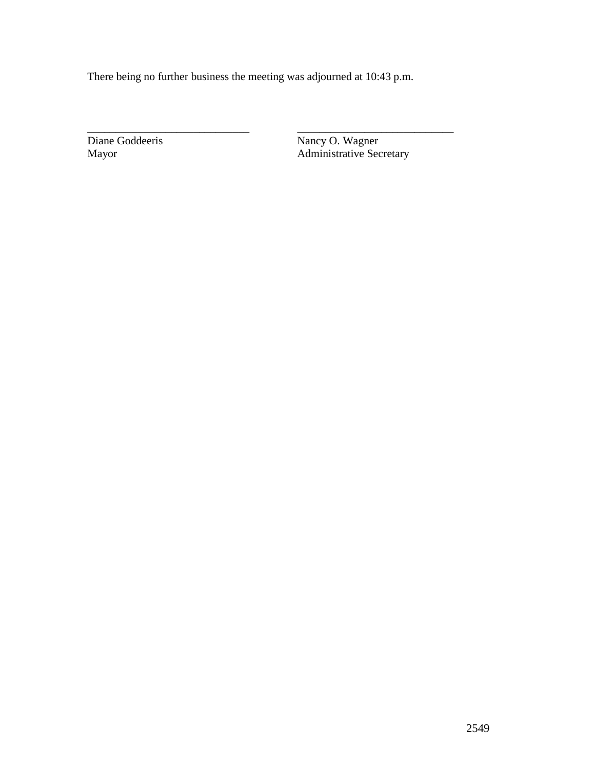There being no further business the meeting was adjourned at 10:43 p.m.

| | |
|---|---|
| ______________________________ | ______________________________ |
| Diane Goddeeris | Nancy O. Wagner |
| Mayor | Administrative Secretary |